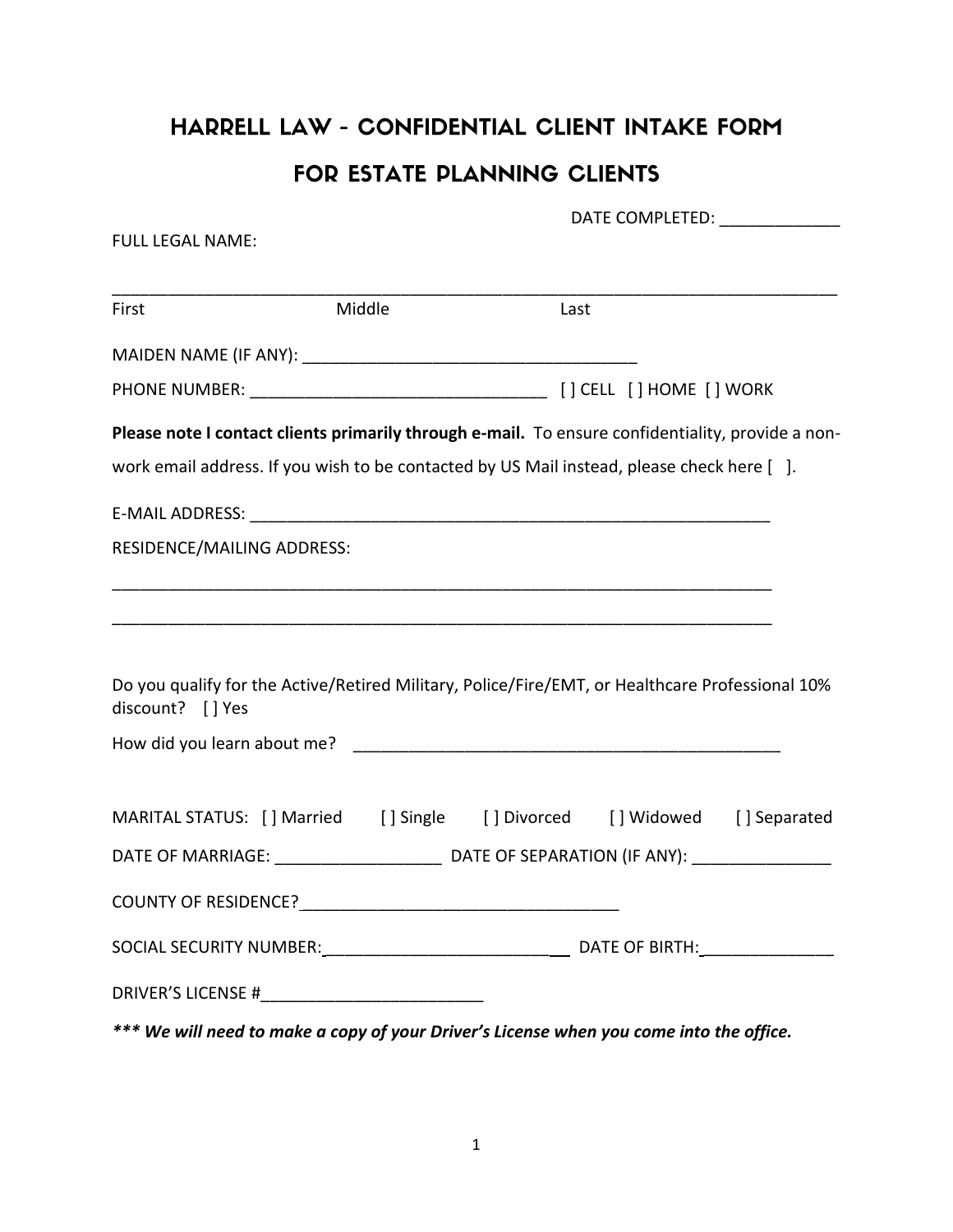# HARRELL LAW - CONFIDENTIAL CLIENT INTAKE FORM

## FOR ESTATE PLANNING CLIENTS

DATE COMPLETED: _____________

FULL LEGAL NAME:

_________________________________________________________________________________

First Middle Last

MAIDEN NAME (IF ANY): ____________________________________

PHONE NUMBER: ________________________________ [ ] CELL [ ] HOME [ ] WORK

**Please note I contact clients primarily through e-mail.** To ensure confidentiality, provide a non-work email address. If you wish to be contacted by US Mail instead, please check here [ ].

E-MAIL ADDRESS: __________________________________________________________

RESIDENCE/MAILING ADDRESS:

___________________________________________________________________________

___________________________________________________________________________

Do you qualify for the Active/Retired Military, Police/Fire/EMT, or Healthcare Professional 10% discount? [ ] Yes

How did you learn about me? _______________________________________________

MARITAL STATUS: [ ] Married [ ] Single [ ] Divorced [ ] Widowed [ ] Separated

DATE OF MARRIAGE: __________________ DATE OF SEPARATION (IF ANY): _______________

COUNTY OF RESIDENCE?__________________________________

SOCIAL SECURITY NUMBER:___________________________ DATE OF BIRTH:______________

DRIVER'S LICENSE #________________________

***\*\*\* We will need to make a copy of your Driver's License when you come into the office.***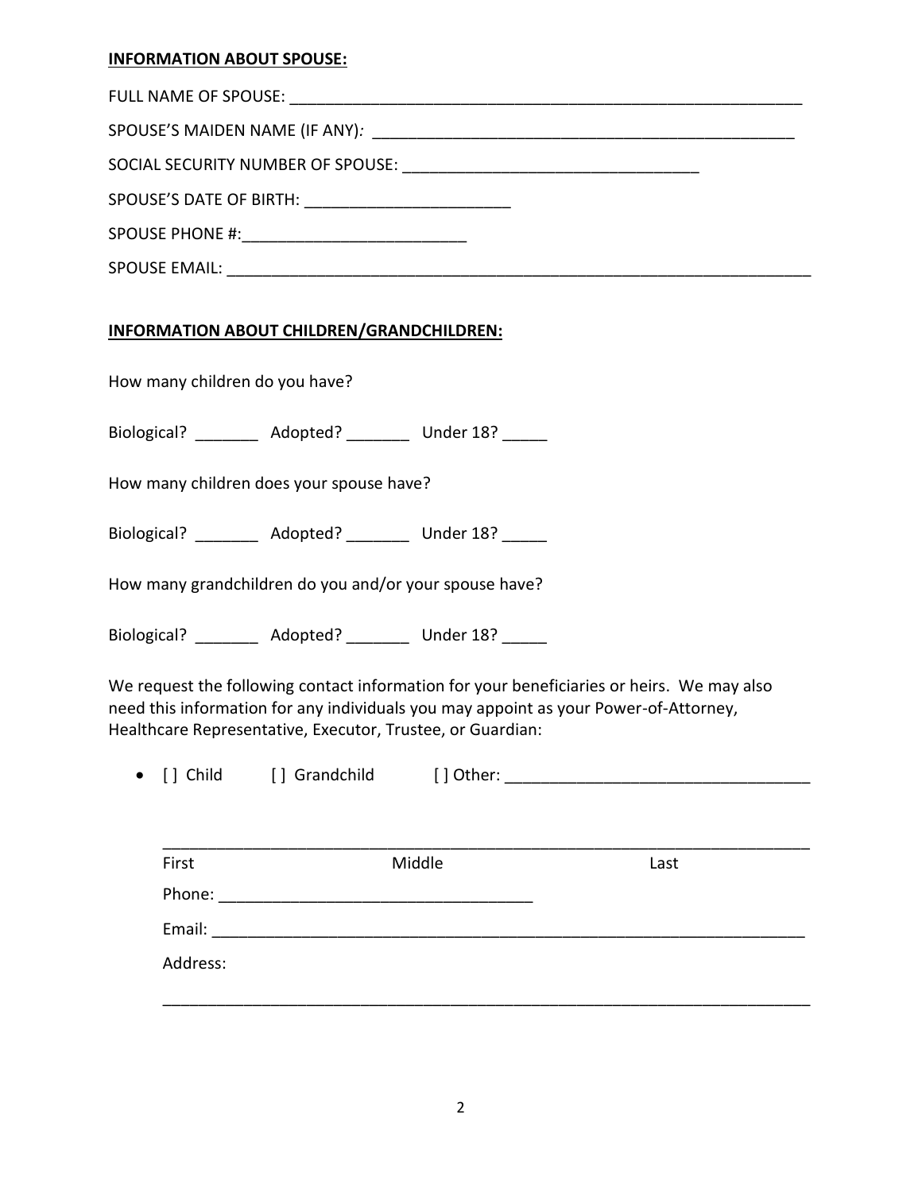**INFORMATION ABOUT SPOUSE:**

FULL NAME OF SPOUSE: ___________________________________________________________

SPOUSE'S MAIDEN NAME (IF ANY)*:* ________________________________________________

SOCIAL SECURITY NUMBER OF SPOUSE: _________________________________

SPOUSE'S DATE OF BIRTH: _______________________

SPOUSE PHONE #:_________________________

SPOUSE EMAIL: _________________________________________________________________

**INFORMATION ABOUT CHILDREN/GRANDCHILDREN:**

How many children do you have?

Biological? _______ Adopted? _______ Under 18? _____

How many children does your spouse have?

Biological? _______ Adopted? _______ Under 18? _____

How many grandchildren do you and/or your spouse have?

Biological? _______ Adopted? _______ Under 18? _____

We request the following contact information for your beneficiaries or heirs. We may also need this information for any individuals you may appoint as your Power-of-Attorney, Healthcare Representative, Executor, Trustee, or Guardian:

- [ ] Child [ ] Grandchild [ ] Other: _________________________________

  ________________________________________________________________________

  First Middle Last

  Phone: ___________________________________

  Email: ___________________________________________________________________

  Address:

  ________________________________________________________________________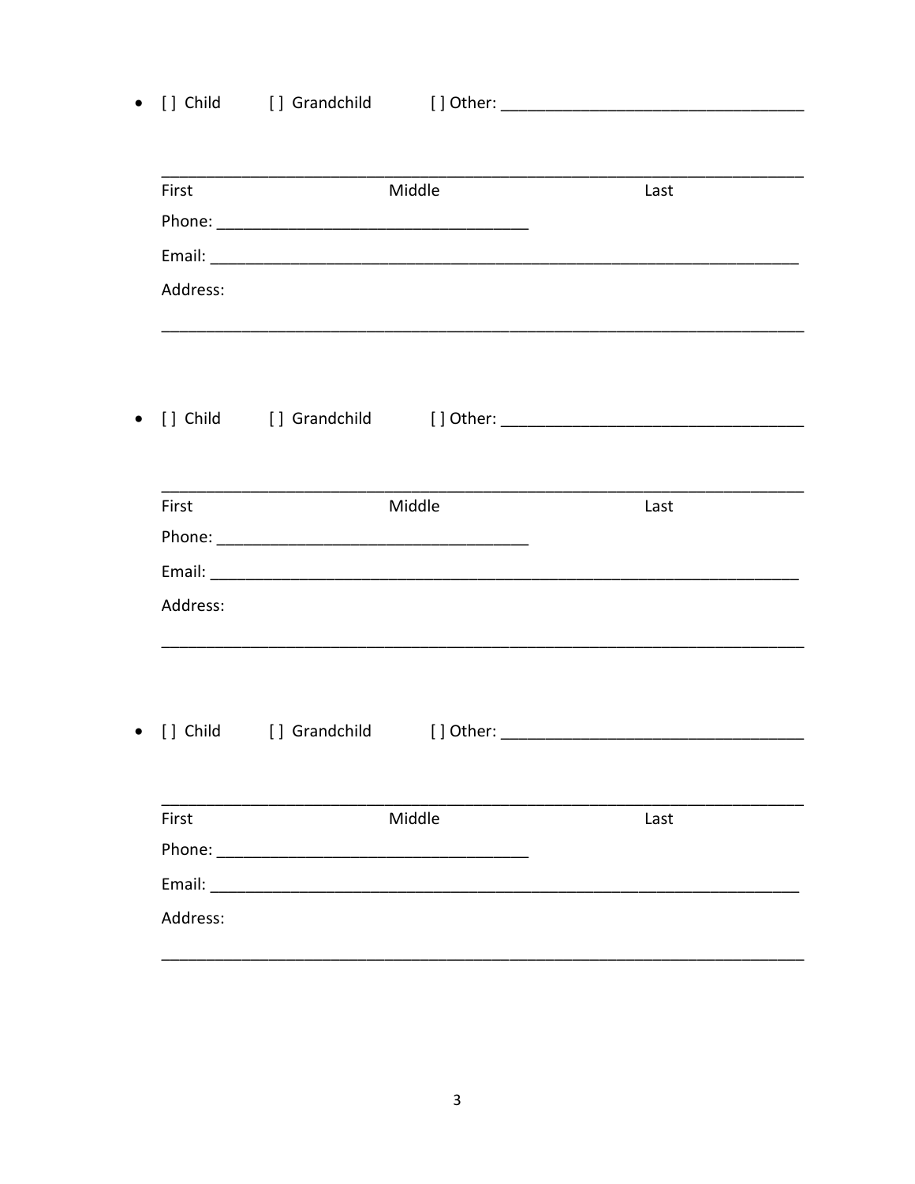- [ ] Child [ ] Grandchild [ ] Other: ___________________________________

_________________________________________________________________________
First Middle Last

Phone: ____________________________________

Email: ____________________________________________________________________

Address:

_________________________________________________________________________

- [ ] Child [ ] Grandchild [ ] Other: ___________________________________

_________________________________________________________________________
First Middle Last

Phone: ____________________________________

Email: ____________________________________________________________________

Address:

_________________________________________________________________________

- [ ] Child [ ] Grandchild [ ] Other: ___________________________________

_________________________________________________________________________
First Middle Last

Phone: ____________________________________

Email: ____________________________________________________________________

Address:

_________________________________________________________________________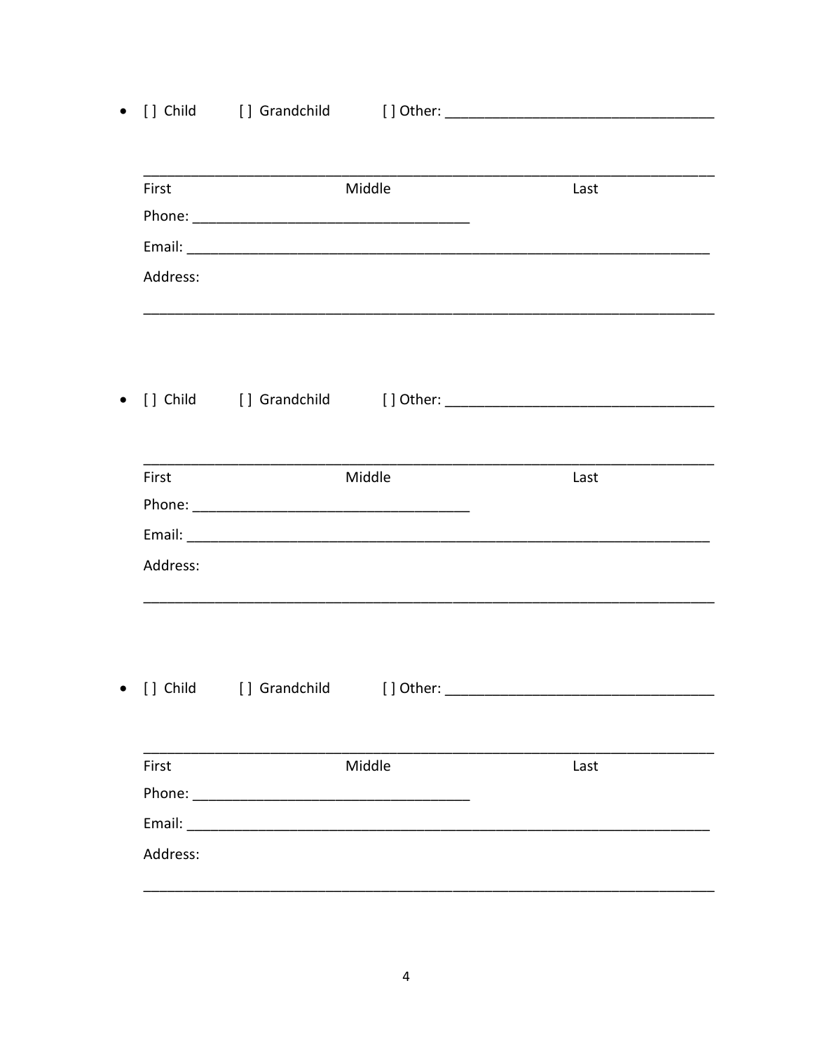- [ ] Child [ ] Grandchild [ ] Other: ___________________________________

_________________________________________________________________________
First Middle Last

Phone: ____________________________________

Email: __________________________________________________________________

Address:

_________________________________________________________________________

- [ ] Child [ ] Grandchild [ ] Other: ___________________________________

_________________________________________________________________________
First Middle Last

Phone: ____________________________________

Email: __________________________________________________________________

Address:

_________________________________________________________________________

- [ ] Child [ ] Grandchild [ ] Other: ___________________________________

_________________________________________________________________________
First Middle Last

Phone: ____________________________________

Email: __________________________________________________________________

Address:

_________________________________________________________________________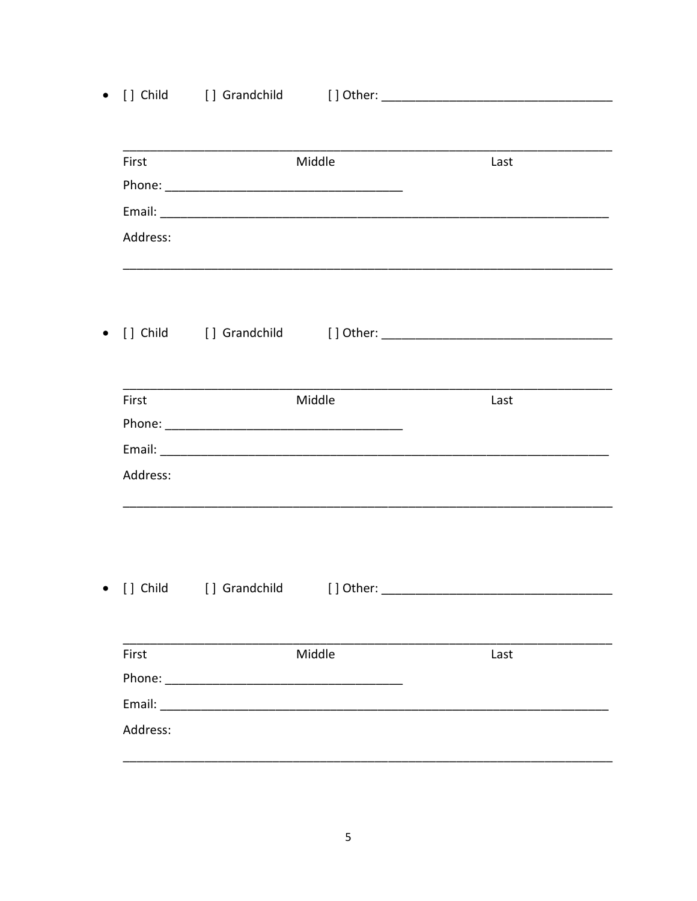- [ ] Child [ ] Grandchild [ ] Other: ___________________________________

___________________________________________________________________________

First Middle Last

Phone: ____________________________________

Email: ___________________________________________________________________

Address:

___________________________________________________________________________

- [ ] Child [ ] Grandchild [ ] Other: ___________________________________

___________________________________________________________________________

First Middle Last

Phone: ____________________________________

Email: ___________________________________________________________________

Address:

___________________________________________________________________________

- [ ] Child [ ] Grandchild [ ] Other: ___________________________________

___________________________________________________________________________

First Middle Last

Phone: ____________________________________

Email: ___________________________________________________________________

Address:

___________________________________________________________________________